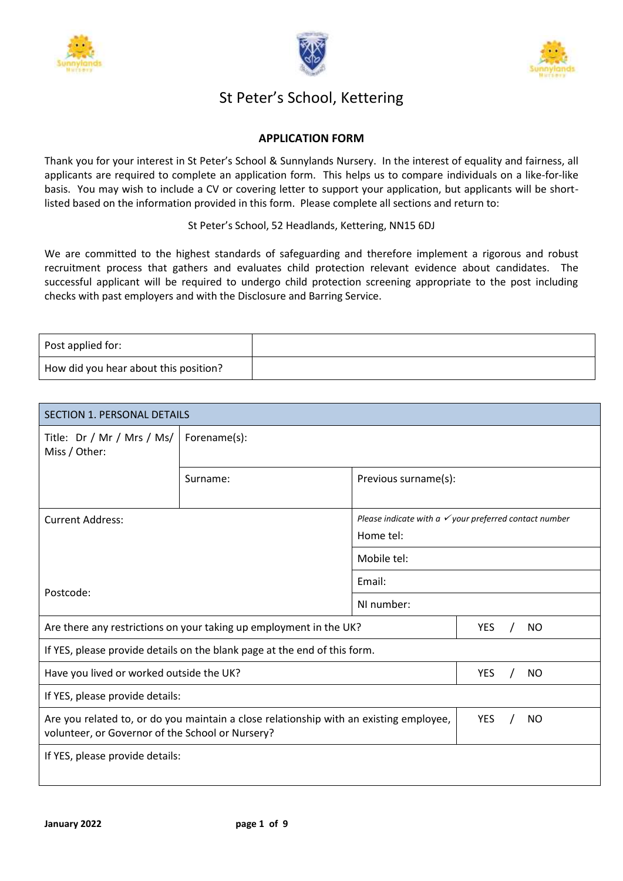# St Peter's School, Kettering

## APPLICATION FORM

Thank you for your interest in St Peter's School & Sunnylands Nursery. In the interest of equality and fairness, all applicants are required to complete an application form. This helps us to compare individuals on a like-for-like basis. You may wish to include a CV or covering letter to support your application, but applicants will be short-listed based on the information provided in this form. Please complete all sections and return to:

St Peter's School, 52 Headlands, Kettering, NN15 6DJ

We are committed to the highest standards of safeguarding and therefore implement a rigorous and robust recruitment process that gathers and evaluates child protection relevant evidence about candidates. The successful applicant will be required to undergo child protection screening appropriate to the post including checks with past employers and with the Disclosure and Barring Service.

| Post applied for: | |
|---|---|
| How did you hear about this position? | |

| SECTION 1. PERSONAL DETAILS | | | |
|---|---|---|---|
| Title: Dr / Mr / Mrs / Ms/ Miss / Other: | Forename(s): | | |
| | Surname: | Previous surname(s): | |
| Current Address: | | *Please indicate with a ✓ your preferred contact number* Home tel: | |
| | | Mobile tel: | |
| | | Email: | |
| Postcode: | | NI number: | |
| Are there any restrictions on your taking up employment in the UK? | | | YES / NO |
| If YES, please provide details on the blank page at the end of this form. | | | |
| Have you lived or worked outside the UK? | | | YES / NO |
| If YES, please provide details: | | | |
| Are you related to, or do you maintain a close relationship with an existing employee, volunteer, or Governor of the School or Nursery? | | | YES / NO |
| If YES, please provide details: | | | |

January 2022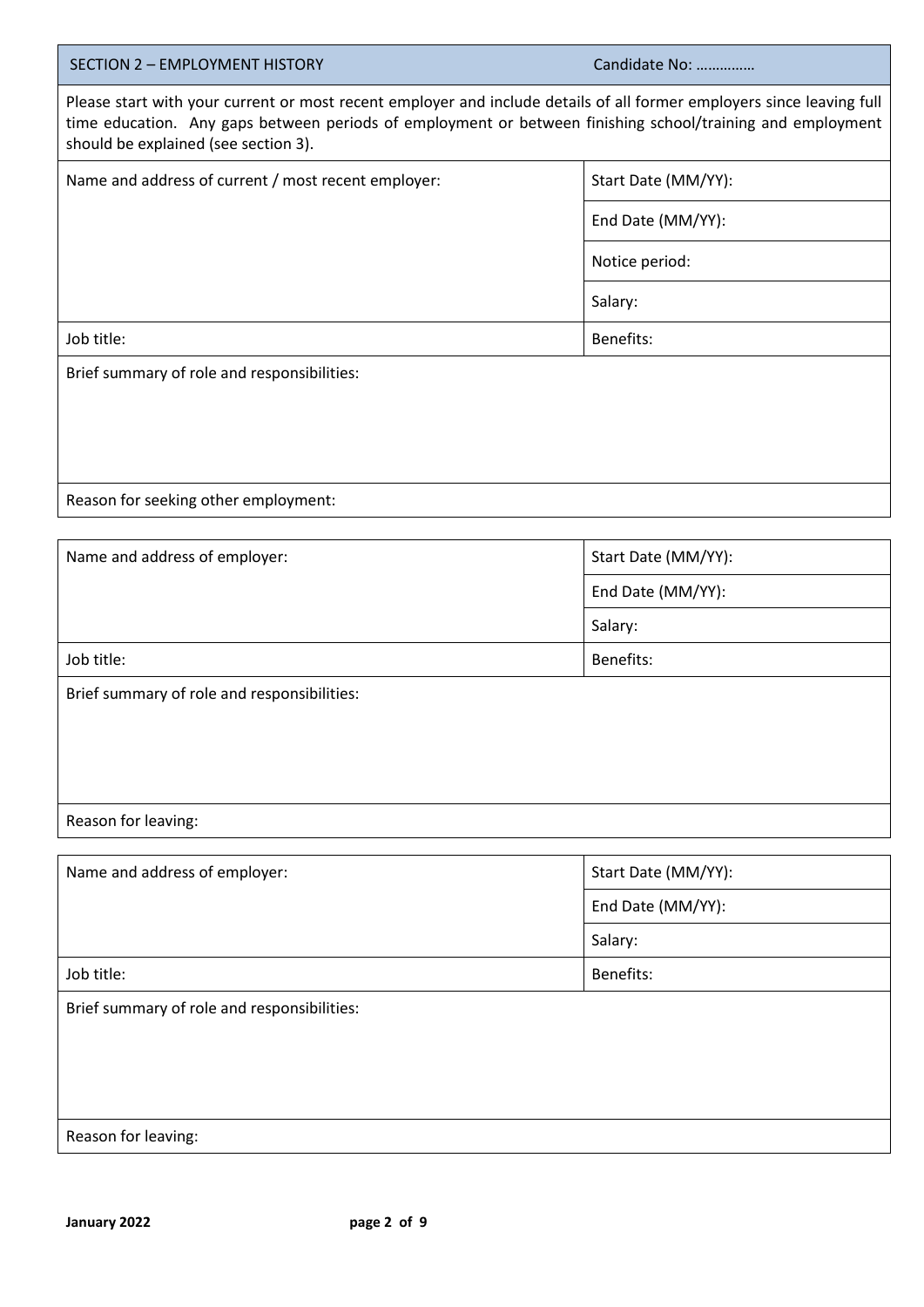| SECTION 2 – EMPLOYMENT HISTORY | Candidate No: …………… |
|---|---|

Please start with your current or most recent employer and include details of all former employers since leaving full time education. Any gaps between periods of employment or between finishing school/training and employment should be explained (see section 3).

| Name and address of current / most recent employer: | Start Date (MM/YY): |
|---|---|
| | End Date (MM/YY): |
| | Notice period: |
| | Salary: |
| Job title: | Benefits: |
| Brief summary of role and responsibilities: | |
| Reason for seeking other employment: | |

| Name and address of employer: | Start Date (MM/YY): |
|---|---|
| | End Date (MM/YY): |
| | Salary: |
| Job title: | Benefits: |
| Brief summary of role and responsibilities: | |
| Reason for leaving: | |

| Name and address of employer: | Start Date (MM/YY): |
|---|---|
| | End Date (MM/YY): |
| | Salary: |
| Job title: | Benefits: |
| Brief summary of role and responsibilities: | |
| Reason for leaving: | |

**January 2022**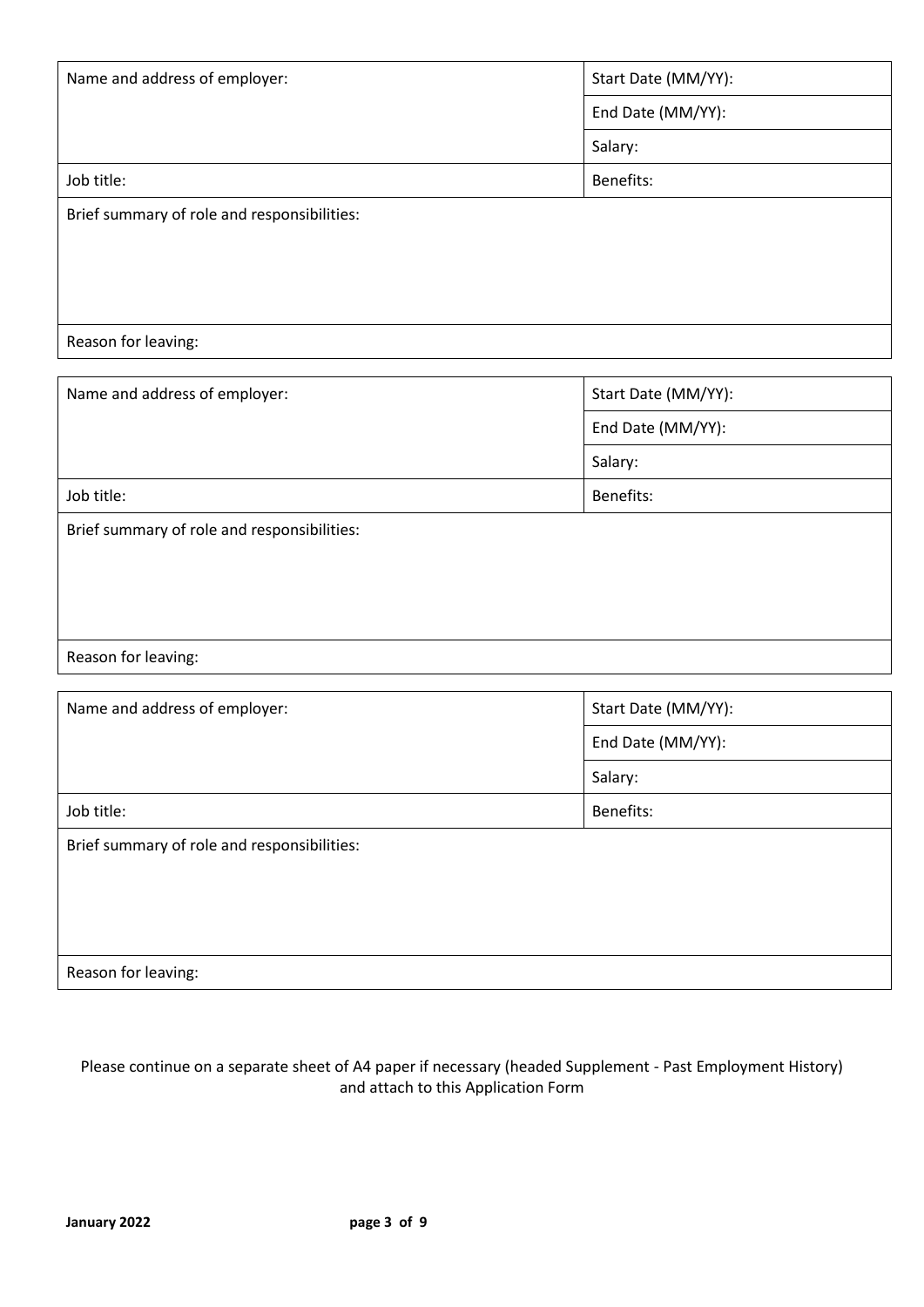| Name and address of employer: | Start Date (MM/YY): |
|---|---|
| | End Date (MM/YY): |
| | Salary: |
| Job title: | Benefits: |
| Brief summary of role and responsibilities: | |
| Reason for leaving: | |

| Name and address of employer: | Start Date (MM/YY): |
|---|---|
| | End Date (MM/YY): |
| | Salary: |
| Job title: | Benefits: |
| Brief summary of role and responsibilities: | |
| Reason for leaving: | |

| Name and address of employer: | Start Date (MM/YY): |
|---|---|
| | End Date (MM/YY): |
| | Salary: |
| Job title: | Benefits: |
| Brief summary of role and responsibilities: | |
| Reason for leaving: | |

Please continue on a separate sheet of A4 paper if necessary (headed Supplement - Past Employment History) and attach to this Application Form

**January 2022**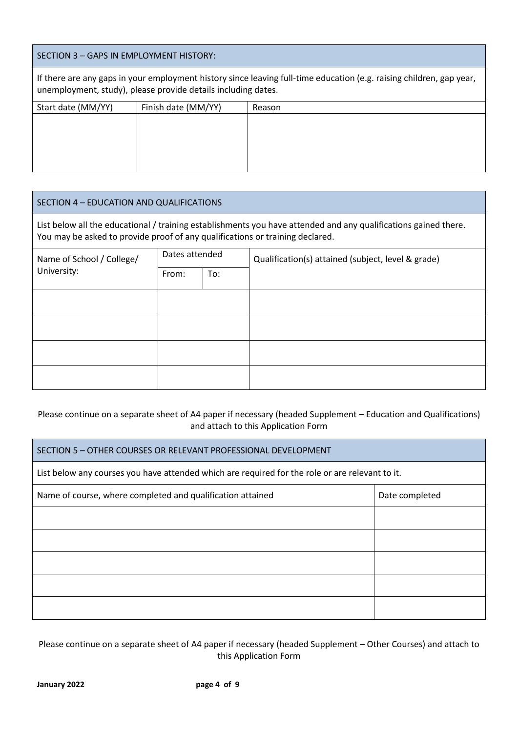## SECTION 3 – GAPS IN EMPLOYMENT HISTORY:

If there are any gaps in your employment history since leaving full-time education (e.g. raising children, gap year, unemployment, study), please provide details including dates.

| Start date (MM/YY) | Finish date (MM/YY) | Reason |
|---|---|---|
| | | |

## SECTION 4 – EDUCATION AND QUALIFICATIONS

List below all the educational / training establishments you have attended and any qualifications gained there. You may be asked to provide proof of any qualifications or training declared.

| Name of School / College/ University: | Dates attended | | Qualification(s) attained (subject, level & grade) |
|---|---|---|---|
| | From: | To: | |
| | | | |
| | | | |
| | | | |
| | | | |

Please continue on a separate sheet of A4 paper if necessary (headed Supplement – Education and Qualifications) and attach to this Application Form

## SECTION 5 – OTHER COURSES OR RELEVANT PROFESSIONAL DEVELOPMENT

List below any courses you have attended which are required for the role or are relevant to it.

| Name of course, where completed and qualification attained | Date completed |
|---|---|
| | |
| | |
| | |
| | |
| | |

Please continue on a separate sheet of A4 paper if necessary (headed Supplement – Other Courses) and attach to this Application Form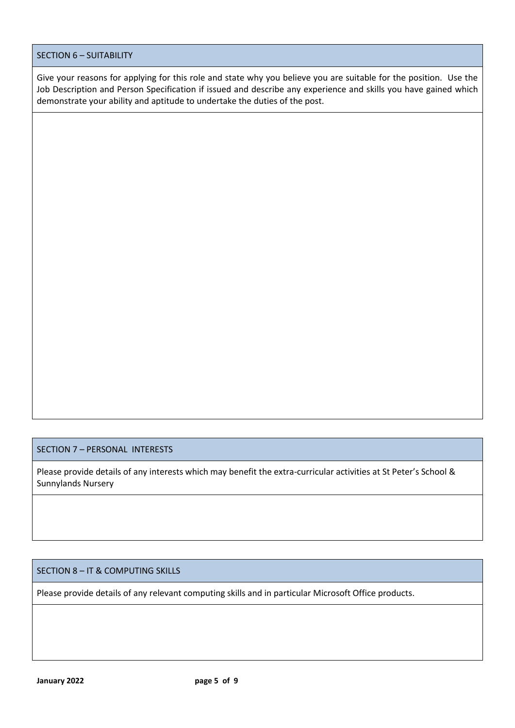## SECTION 6 – SUITABILITY

Give your reasons for applying for this role and state why you believe you are suitable for the position. Use the Job Description and Person Specification if issued and describe any experience and skills you have gained which demonstrate your ability and aptitude to undertake the duties of the post.

## SECTION 7 – PERSONAL INTERESTS

Please provide details of any interests which may benefit the extra-curricular activities at St Peter's School & Sunnylands Nursery

## SECTION 8 – IT & COMPUTING SKILLS

Please provide details of any relevant computing skills and in particular Microsoft Office products.

**January 2022**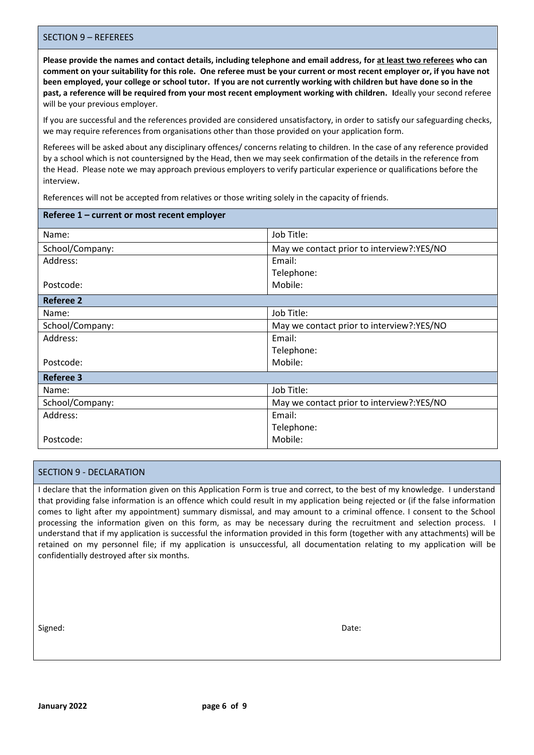## SECTION 9 – REFEREES

**Please provide the names and contact details, including telephone and email address, for <u>at least two referees</u> who can comment on your suitability for this role. One referee must be your current or most recent employer or, if you have not been employed, your college or school tutor. If you are not currently working with children but have done so in the past, a reference will be required from your most recent employment working with children. I**deally your second referee will be your previous employer.

If you are successful and the references provided are considered unsatisfactory, in order to satisfy our safeguarding checks, we may require references from organisations other than those provided on your application form.

Referees will be asked about any disciplinary offences/ concerns relating to children. In the case of any reference provided by a school which is not countersigned by the Head, then we may seek confirmation of the details in the reference from the Head. Please note we may approach previous employers to verify particular experience or qualifications before the interview.

References will not be accepted from relatives or those writing solely in the capacity of friends.

| **Referee 1 – current or most recent employer** | |
|---|---|
| Name: | Job Title: |
| School/Company: | May we contact prior to interview?:YES/NO |
| Address:<br><br>Postcode: | Email:<br>Telephone:<br>Mobile: |
| **Referee 2** | |
| Name: | Job Title: |
| School/Company: | May we contact prior to interview?:YES/NO |
| Address:<br><br>Postcode: | Email:<br>Telephone:<br>Mobile: |
| **Referee 3** | |
| Name: | Job Title: |
| School/Company: | May we contact prior to interview?:YES/NO |
| Address:<br><br>Postcode: | Email:<br>Telephone:<br>Mobile: |

## SECTION 9 - DECLARATION

I declare that the information given on this Application Form is true and correct, to the best of my knowledge. I understand that providing false information is an offence which could result in my application being rejected or (if the false information comes to light after my appointment) summary dismissal, and may amount to a criminal offence. I consent to the School processing the information given on this form, as may be necessary during the recruitment and selection process. I understand that if my application is successful the information provided in this form (together with any attachments) will be retained on my personnel file; if my application is unsuccessful, all documentation relating to my application will be confidentially destroyed after six months.

Signed: Date:

**January 2022**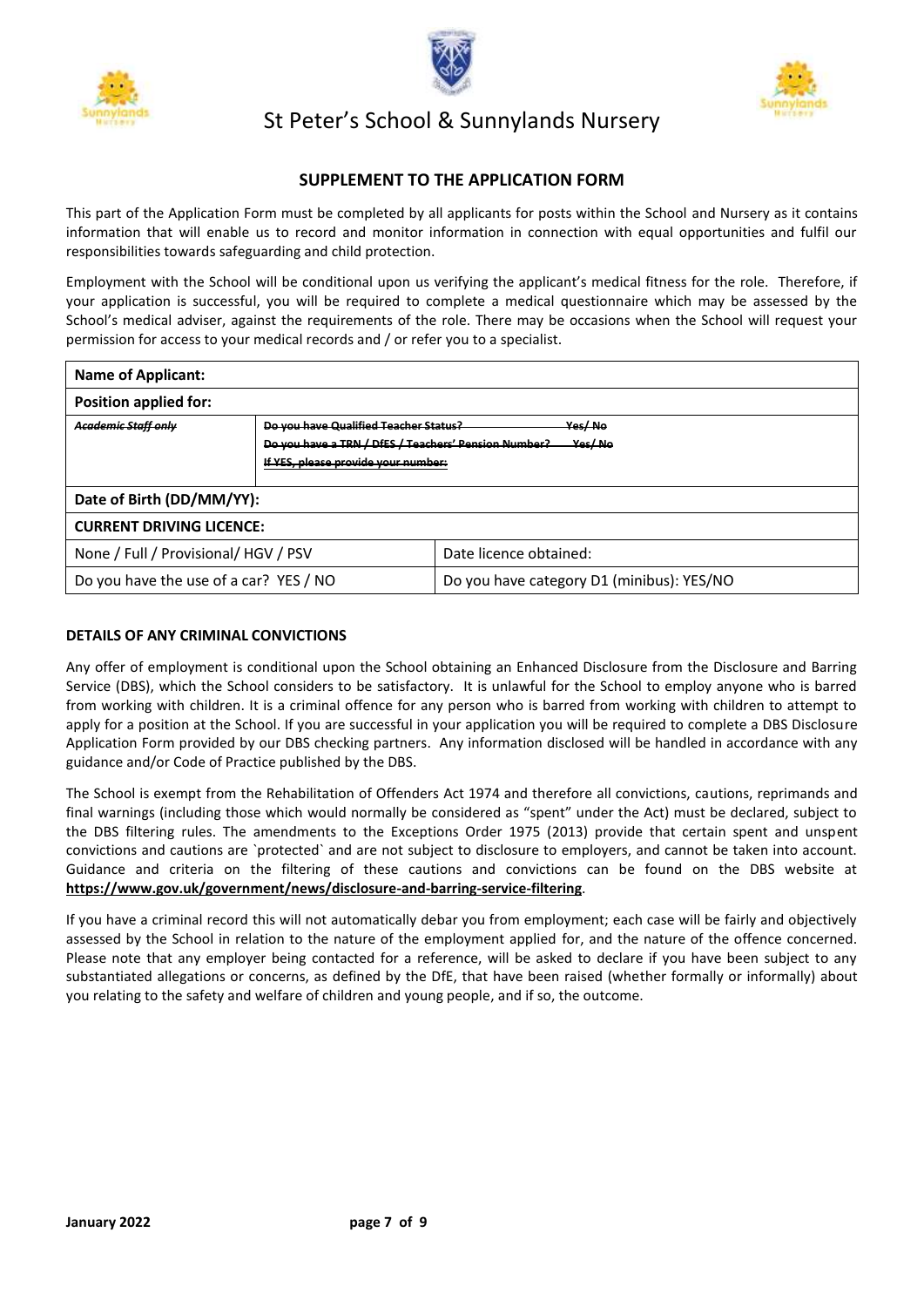# St Peter's School & Sunnylands Nursery

## SUPPLEMENT TO THE APPLICATION FORM

This part of the Application Form must be completed by all applicants for posts within the School and Nursery as it contains information that will enable us to record and monitor information in connection with equal opportunities and fulfil our responsibilities towards safeguarding and child protection.

Employment with the School will be conditional upon us verifying the applicant's medical fitness for the role. Therefore, if your application is successful, you will be required to complete a medical questionnaire which may be assessed by the School's medical adviser, against the requirements of the role. There may be occasions when the School will request your permission for access to your medical records and / or refer you to a specialist.

| **Name of Applicant:** | | |
|---|---|---|
| **Position applied for:** | | |
| ~~*Academic Staff only*~~ | ~~Do you have Qualified Teacher Status? Yes/ No~~<br>~~Do you have a TRN / DfES / Teachers' Pension Number? Yes/ No~~<br>~~If YES, please provide your number:~~ | |
| **Date of Birth (DD/MM/YY):** | | |
| **CURRENT DRIVING LICENCE:** | | |
| None / Full / Provisional/ HGV / PSV | | Date licence obtained: |
| Do you have the use of a car? YES / NO | | Do you have category D1 (minibus): YES/NO |

### DETAILS OF ANY CRIMINAL CONVICTIONS

Any offer of employment is conditional upon the School obtaining an Enhanced Disclosure from the Disclosure and Barring Service (DBS), which the School considers to be satisfactory. It is unlawful for the School to employ anyone who is barred from working with children. It is a criminal offence for any person who is barred from working with children to attempt to apply for a position at the School. If you are successful in your application you will be required to complete a DBS Disclosure Application Form provided by our DBS checking partners. Any information disclosed will be handled in accordance with any guidance and/or Code of Practice published by the DBS.

The School is exempt from the Rehabilitation of Offenders Act 1974 and therefore all convictions, cautions, reprimands and final warnings (including those which would normally be considered as "spent" under the Act) must be declared, subject to the DBS filtering rules. The amendments to the Exceptions Order 1975 (2013) provide that certain spent and unspent convictions and cautions are `protected` and are not subject to disclosure to employers, and cannot be taken into account. Guidance and criteria on the filtering of these cautions and convictions can be found on the DBS website at **https://www.gov.uk/government/news/disclosure-and-barring-service-filtering**.

If you have a criminal record this will not automatically debar you from employment; each case will be fairly and objectively assessed by the School in relation to the nature of the employment applied for, and the nature of the offence concerned. Please note that any employer being contacted for a reference, will be asked to declare if you have been subject to any substantiated allegations or concerns, as defined by the DfE, that have been raised (whether formally or informally) about you relating to the safety and welfare of children and young people, and if so, the outcome.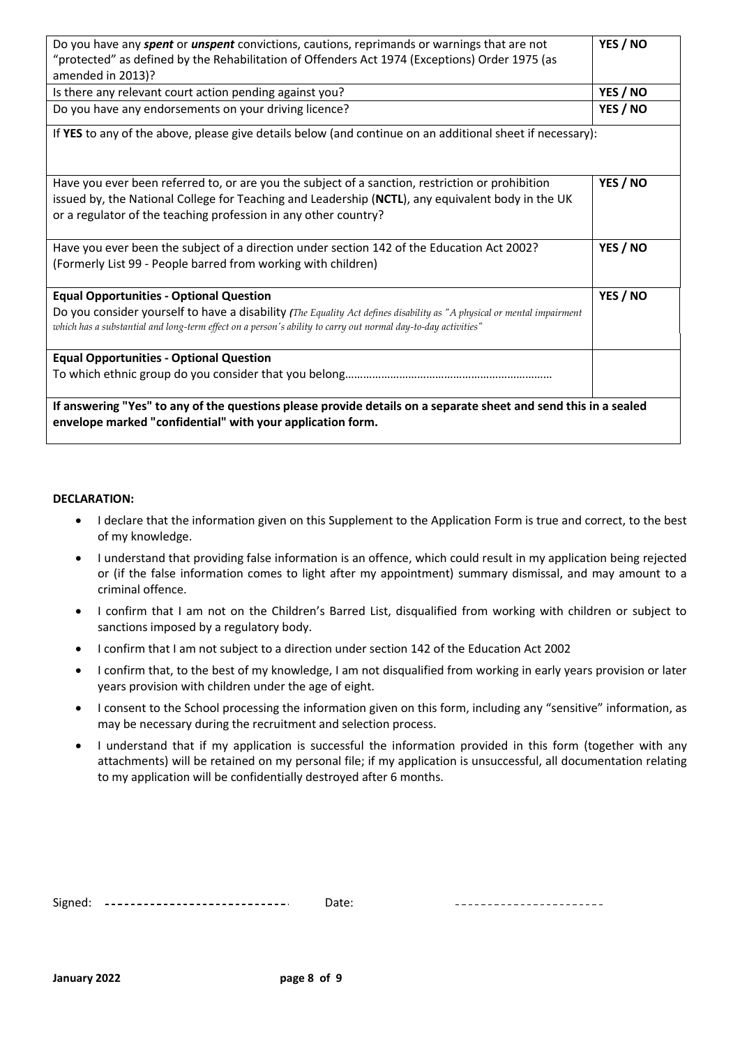| Question | Answer |
|---|---|
| Do you have any ***spent*** or ***unspent*** convictions, cautions, reprimands or warnings that are not "protected" as defined by the Rehabilitation of Offenders Act 1974 (Exceptions) Order 1975 (as amended in 2013)? | **YES / NO** |
| Is there any relevant court action pending against you? | **YES / NO** |
| Do you have any endorsements on your driving licence? | **YES / NO** |
| If **YES** to any of the above, please give details below (and continue on an additional sheet if necessary): | |
| Have you ever been referred to, or are you the subject of a sanction, restriction or prohibition issued by, the National College for Teaching and Leadership (**NCTL**), any equivalent body in the UK or a regulator of the teaching profession in any other country? | **YES / NO** |
| Have you ever been the subject of a direction under section 142 of the Education Act 2002? (Formerly List 99 - People barred from working with children) | **YES / NO** |
| **Equal Opportunities - Optional Question** Do you consider yourself to have a disability *(The Equality Act defines disability as "A physical or mental impairment which has a substantial and long-term effect on a person's ability to carry out normal day-to-day activities"* | **YES / NO** |
| **Equal Opportunities - Optional Question** To which ethnic group do you consider that you belong…………………………………………………………… | |
| **If answering "Yes" to any of the questions please provide details on a separate sheet and send this in a sealed envelope marked "confidential" with your application form.** | |

**DECLARATION:**

- I declare that the information given on this Supplement to the Application Form is true and correct, to the best of my knowledge.
- I understand that providing false information is an offence, which could result in my application being rejected or (if the false information comes to light after my appointment) summary dismissal, and may amount to a criminal offence.
- I confirm that I am not on the Children's Barred List, disqualified from working with children or subject to sanctions imposed by a regulatory body.
- I confirm that I am not subject to a direction under section 142 of the Education Act 2002
- I confirm that, to the best of my knowledge, I am not disqualified from working in early years provision or later years provision with children under the age of eight.
- I consent to the School processing the information given on this form, including any "sensitive" information, as may be necessary during the recruitment and selection process.
- I understand that if my application is successful the information provided in this form (together with any attachments) will be retained on my personal file; if my application is unsuccessful, all documentation relating to my application will be confidentially destroyed after 6 months.

Signed: ------------------------------ Date: ------------------------

**January 2022**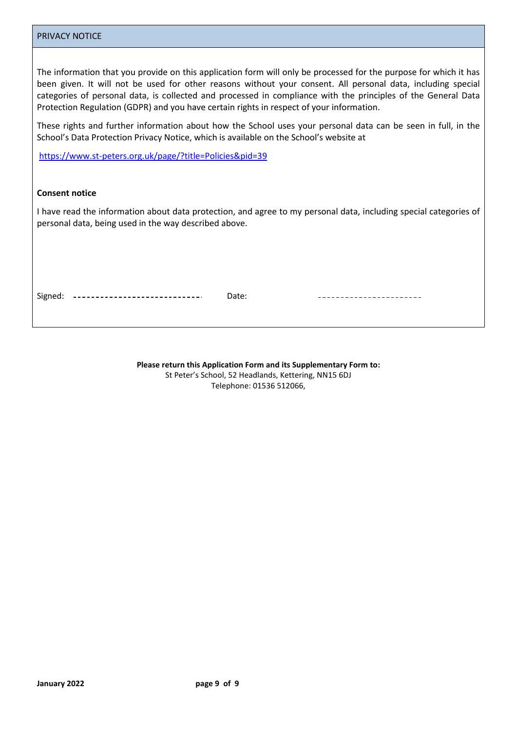## PRIVACY NOTICE

The information that you provide on this application form will only be processed for the purpose for which it has been given. It will not be used for other reasons without your consent. All personal data, including special categories of personal data, is collected and processed in compliance with the principles of the General Data Protection Regulation (GDPR) and you have certain rights in respect of your information.

These rights and further information about how the School uses your personal data can be seen in full, in the School's Data Protection Privacy Notice, which is available on the School's website at

https://www.st-peters.org.uk/page/?title=Policies&pid=39

**Consent notice**

I have read the information about data protection, and agree to my personal data, including special categories of personal data, being used in the way described above.

Signed: ------------------------------ Date: ------------------------

**Please return this Application Form and its Supplementary Form to:**
St Peter's School, 52 Headlands, Kettering, NN15 6DJ
Telephone: 01536 512066,

**January 2022**